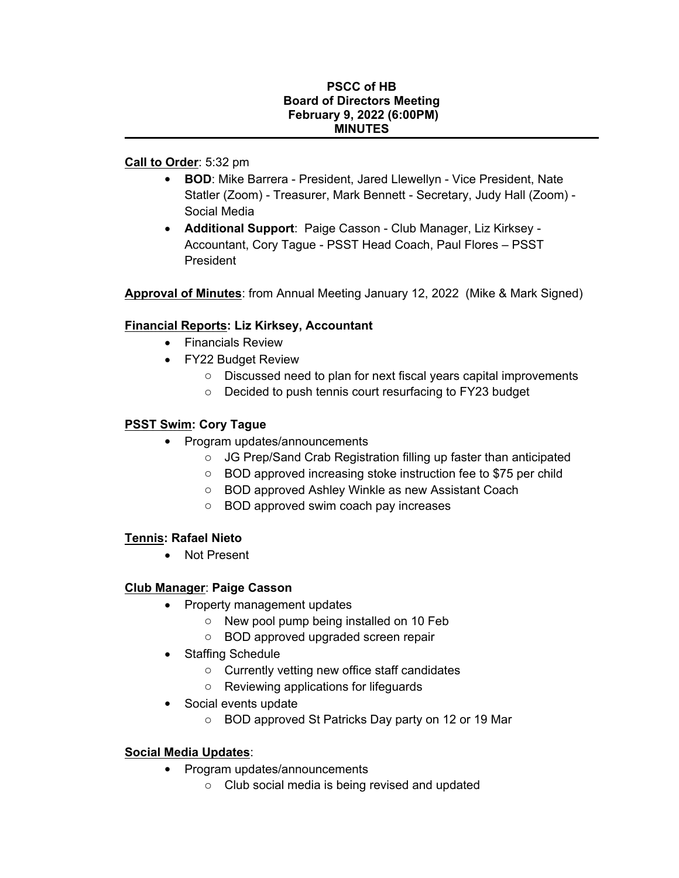**PSCC of HB**
**Board of Directors Meeting**
**February 9, 2022 (6:00PM)**
**MINUTES**

---

**Call to Order**: 5:32 pm

- **BOD**: Mike Barrera - President, Jared Llewellyn - Vice President, Nate Statler (Zoom) - Treasurer, Mark Bennett - Secretary, Judy Hall (Zoom) - Social Media
- **Additional Support**: Paige Casson - Club Manager, Liz Kirksey - Accountant, Cory Tague - PSST Head Coach, Paul Flores – PSST President

**Approval of Minutes**: from Annual Meeting January 12, 2022 (Mike & Mark Signed)

**Financial Reports: Liz Kirksey, Accountant**

- Financials Review
- FY22 Budget Review
    - Discussed need to plan for next fiscal years capital improvements
    - Decided to push tennis court resurfacing to FY23 budget

**PSST Swim: Cory Tague**

- Program updates/announcements
    - JG Prep/Sand Crab Registration filling up faster than anticipated
    - BOD approved increasing stoke instruction fee to $75 per child
    - BOD approved Ashley Winkle as new Assistant Coach
    - BOD approved swim coach pay increases

**Tennis: Rafael Nieto**

- Not Present

**Club Manager**: **Paige Casson**

- Property management updates
    - New pool pump being installed on 10 Feb
    - BOD approved upgraded screen repair
- Staffing Schedule
    - Currently vetting new office staff candidates
    - Reviewing applications for lifeguards
- Social events update
    - BOD approved St Patricks Day party on 12 or 19 Mar

**Social Media Updates**:

- Program updates/announcements
    - Club social media is being revised and updated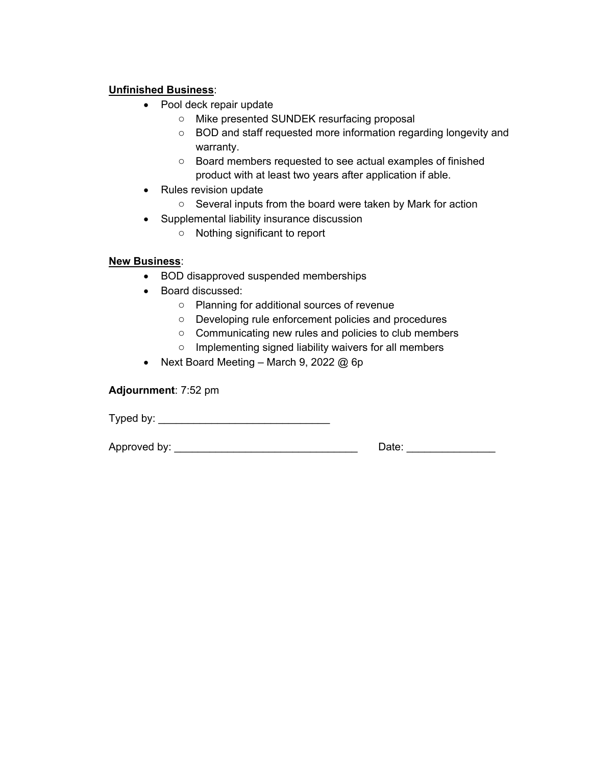**<u>Unfinished Business</u>**:

- Pool deck repair update
  - Mike presented SUNDEK resurfacing proposal
  - BOD and staff requested more information regarding longevity and warranty.
  - Board members requested to see actual examples of finished product with at least two years after application if able.
- Rules revision update
  - Several inputs from the board were taken by Mark for action
- Supplemental liability insurance discussion
  - Nothing significant to report

**<u>New Business</u>**:

- BOD disapproved suspended memberships
- Board discussed:
  - Planning for additional sources of revenue
  - Developing rule enforcement policies and procedures
  - Communicating new rules and policies to club members
  - Implementing signed liability waivers for all members
- Next Board Meeting – March 9, 2022 @ 6p

**Adjournment**: 7:52 pm

Typed by: _____________________________

Approved by: _______________________________ Date: _______________